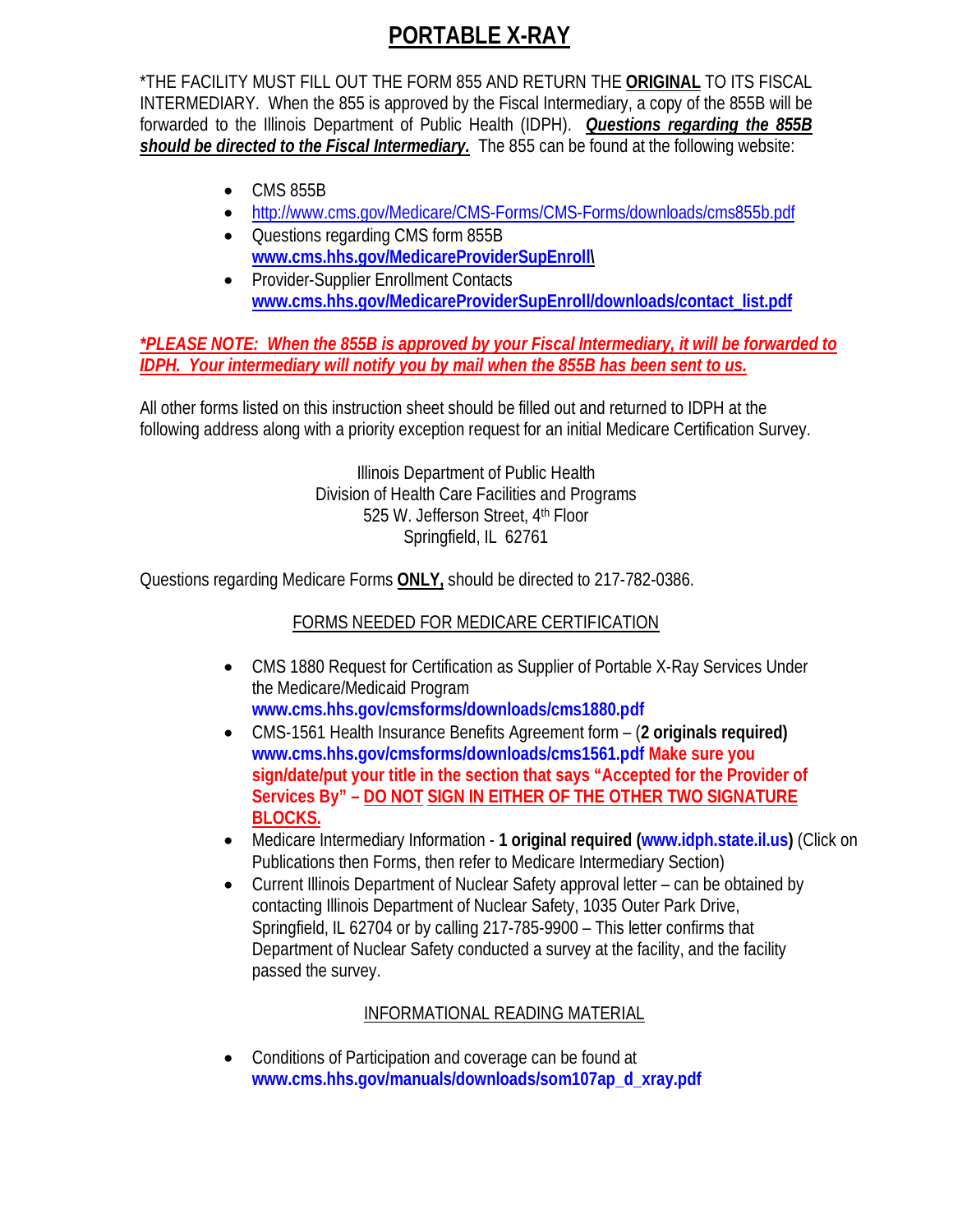# PORTABLE X-RAY

*THE FACILITY MUST FILL OUT THE FORM 855 AND RETURN THE **ORIGINAL** TO ITS FISCAL INTERMEDIARY. When the 855 is approved by the Fiscal Intermediary, a copy of the 855B will be forwarded to the Illinois Department of Public Health (IDPH). ***Questions regarding the 855B should be directed to the Fiscal Intermediary.*** The 855 can be found at the following website:

- CMS 855B
- http://www.cms.gov/Medicare/CMS-Forms/CMS-Forms/downloads/cms855b.pdf
- Questions regarding CMS form 855B **www.cms.hhs.gov/MedicareProviderSupEnroll\**
- Provider-Supplier Enrollment Contacts **www.cms.hhs.gov/MedicareProviderSupEnroll/downloads/contact_list.pdf**

***PLEASE NOTE: When the 855B is approved by your Fiscal Intermediary, it will be forwarded to IDPH. Your intermediary will notify you by mail when the 855B has been sent to us.***

All other forms listed on this instruction sheet should be filled out and returned to IDPH at the following address along with a priority exception request for an initial Medicare Certification Survey.

Illinois Department of Public Health
Division of Health Care Facilities and Programs
525 W. Jefferson Street, 4th Floor
Springfield, IL 62761

Questions regarding Medicare Forms **ONLY,** should be directed to 217-782-0386.

## FORMS NEEDED FOR MEDICARE CERTIFICATION

- CMS 1880 Request for Certification as Supplier of Portable X-Ray Services Under the Medicare/Medicaid Program **www.cms.hhs.gov/cmsforms/downloads/cms1880.pdf**
- CMS-1561 Health Insurance Benefits Agreement form – (**2 originals required)** **www.cms.hhs.gov/cmsforms/downloads/cms1561.pdf** **Make sure you sign/date/put your title in the section that says "Accepted for the Provider of Services By" – DO NOT SIGN IN EITHER OF THE OTHER TWO SIGNATURE BLOCKS.**
- Medicare Intermediary Information - **1 original required (www.idph.state.il.us)** (Click on Publications then Forms, then refer to Medicare Intermediary Section)
- Current Illinois Department of Nuclear Safety approval letter – can be obtained by contacting Illinois Department of Nuclear Safety, 1035 Outer Park Drive, Springfield, IL 62704 or by calling 217-785-9900 – This letter confirms that Department of Nuclear Safety conducted a survey at the facility, and the facility passed the survey.

## INFORMATIONAL READING MATERIAL

- Conditions of Participation and coverage can be found at **www.cms.hhs.gov/manuals/downloads/som107ap_d_xray.pdf**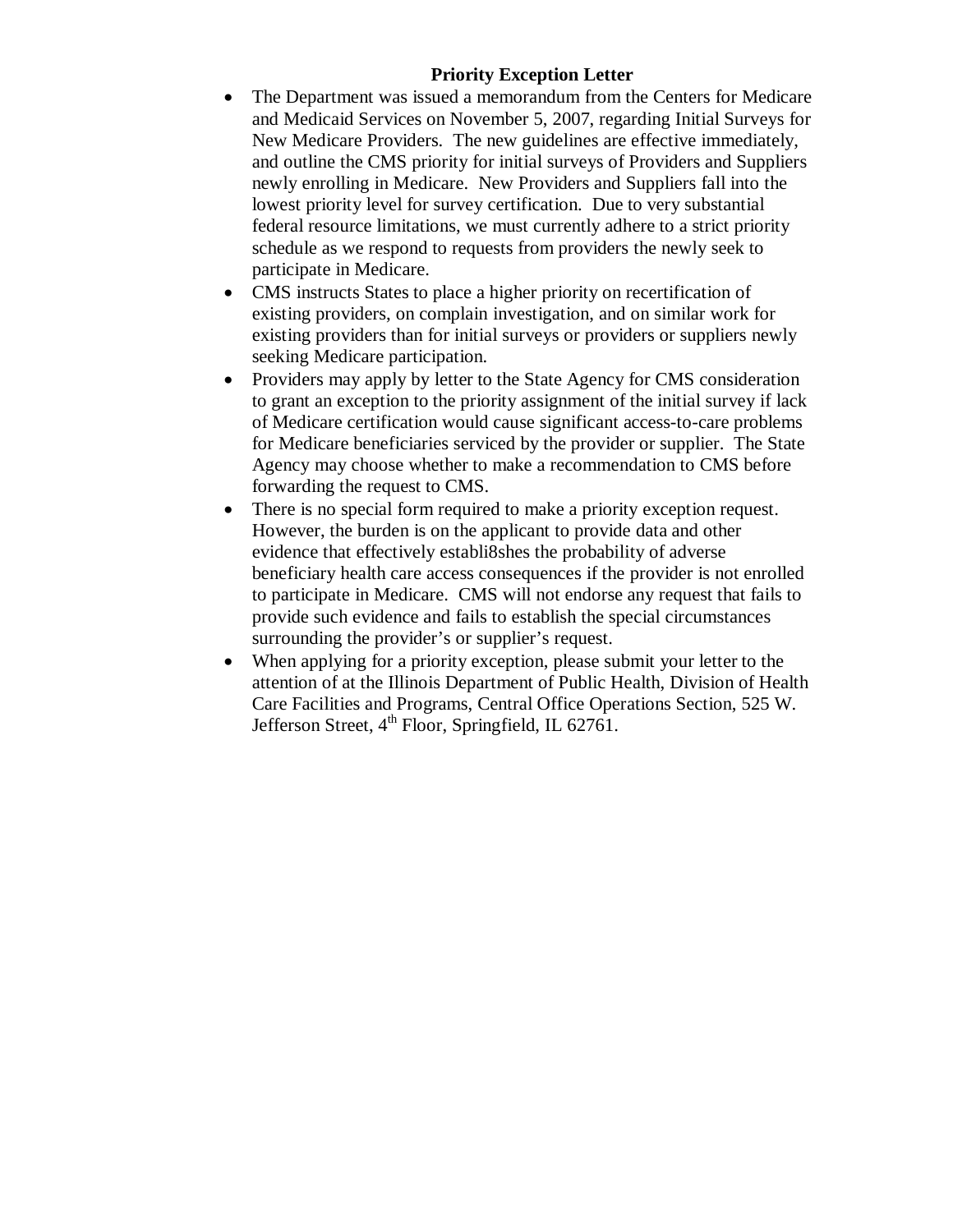**Priority Exception Letter**

- The Department was issued a memorandum from the Centers for Medicare and Medicaid Services on November 5, 2007, regarding Initial Surveys for New Medicare Providers. The new guidelines are effective immediately, and outline the CMS priority for initial surveys of Providers and Suppliers newly enrolling in Medicare. New Providers and Suppliers fall into the lowest priority level for survey certification. Due to very substantial federal resource limitations, we must currently adhere to a strict priority schedule as we respond to requests from providers the newly seek to participate in Medicare.
- CMS instructs States to place a higher priority on recertification of existing providers, on complain investigation, and on similar work for existing providers than for initial surveys or providers or suppliers newly seeking Medicare participation.
- Providers may apply by letter to the State Agency for CMS consideration to grant an exception to the priority assignment of the initial survey if lack of Medicare certification would cause significant access-to-care problems for Medicare beneficiaries serviced by the provider or supplier. The State Agency may choose whether to make a recommendation to CMS before forwarding the request to CMS.
- There is no special form required to make a priority exception request. However, the burden is on the applicant to provide data and other evidence that effectively establi8shes the probability of adverse beneficiary health care access consequences if the provider is not enrolled to participate in Medicare. CMS will not endorse any request that fails to provide such evidence and fails to establish the special circumstances surrounding the provider's or supplier's request.
- When applying for a priority exception, please submit your letter to the attention of at the Illinois Department of Public Health, Division of Health Care Facilities and Programs, Central Office Operations Section, 525 W. Jefferson Street, 4th Floor, Springfield, IL 62761.